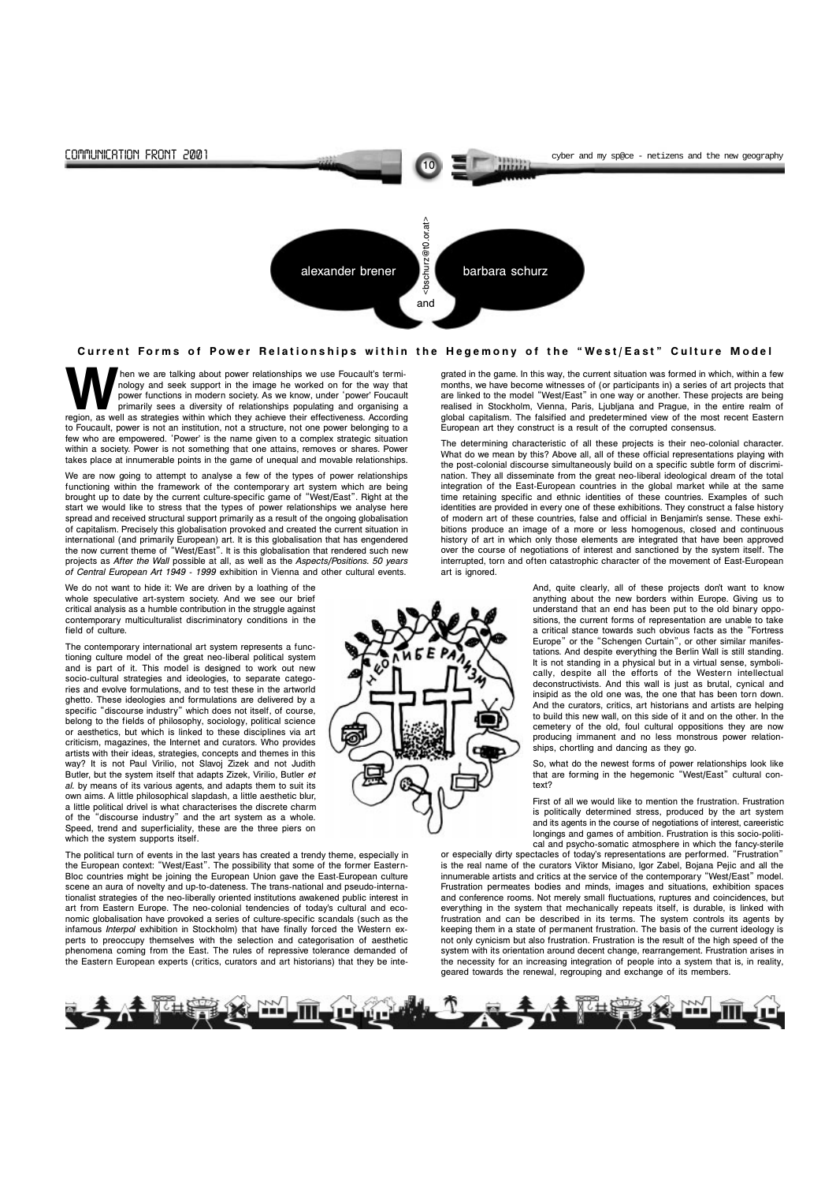alexander brener and barbara schurz

<bschurz@t0.or.at>

## Current Forms of Power Relationships within the Hegemony of the "West/East" Culture Model

When we are talking about power relationships we use Foucault's terminology and seek support in the image he worked on for the way that power functions in modern society. As we know, under 'power' Foucault primarily sees a diversity of relationships populating and organising a region, as well as strategies within which they achieve their effectiveness. According to Foucault, power is not an institution, not a structure, not one power belonging to a few who are empowered. 'Power' is the name given to a complex strategic situation within a society. Power is not something that one attains, removes or shares. Power takes place at innumerable points in the game of unequal and movable relationships.

We are now going to attempt to analyse a few of the types of power relationships functioning within the framework of the contemporary art system which are being brought up to date by the current culture-specific game of "West/East". Right at the start we would like to stress that the types of power relationships we analyse here spread and received structural support primarily as a result of the ongoing globalisation of capitalism. Precisely this globalisation provoked and created the current situation in international (and primarily European) art. It is this globalisation that has engendered the now current theme of "West/East". It is this globalisation that rendered such new projects as *After the Wall* possible at all, as well as the *Aspects/Positions. 50 years of Central European Art 1949 - 1999* exhibition in Vienna and other cultural events.

We do not want to hide it: We are driven by a loathing of the whole speculative art-system society. And we see our brief critical analysis as a humble contribution in the struggle against contemporary multiculturalist discriminatory conditions in the field of culture.

The contemporary international art system represents a functioning culture model of the great neo-liberal political system and is part of it. This model is designed to work out new socio-cultural strategies and ideologies, to separate categories and evolve formulations, and to test these in the artworld ghetto. These ideologies and formulations are delivered by a specific "discourse industry" which does not itself, of course, belong to the fields of philosophy, sociology, political science or aesthetics, but which is linked to these disciplines via art criticism, magazines, the Internet and curators. Who provides artists with their ideas, strategies, concepts and themes in this way? It is not Paul Virilio, not Slavoj Zizek and not Judith Butler, but the system itself that adapts Zizek, Virilio, Butler *et al.* by means of its various agents, and adapts them to suit its own aims. A little philosophical slapdash, a little aesthetic blur, a little political drivel is what characterises the discrete charm of the "discourse industry" and the art system as a whole. Speed, trend and superficiality, these are the three piers on which the system supports itself.

The political turn of events in the last years has created a trendy theme, especially in the European context: "West/East". The possibility that some of the former Eastern-Bloc countries might be joining the European Union gave the East-European culture scene an aura of novelty and up-to-dateness. The trans-national and pseudo-internationalist strategies of the neo-liberally oriented institutions awakened public interest in art from Eastern Europe. The neo-colonial tendencies of today's cultural and economic globalisation have provoked a series of culture-specific scandals (such as the infamous *Interpol* exhibition in Stockholm) that have finally forced the Western experts to preoccupy themselves with the selection and categorisation of aesthetic phenomena coming from the East. The rules of repressive tolerance demanded of the Eastern European experts (critics, curators and art historians) that they be integrated in the game. In this way, the current situation was formed in which, within a few months, we have become witnesses of (or participants in) a series of art projects that are linked to the model "West/East" in one way or another. These projects are being realised in Stockholm, Vienna, Paris, Ljubljana and Prague, in the entire realm of global capitalism. The falsified and predetermined view of the most recent Eastern European art they construct is a result of the corrupted consensus.

The determining characteristic of all these projects is their neo-colonial character. What do we mean by this? Above all, all of these official representations playing with the post-colonial discourse simultaneously build on a specific subtle form of discrimination. They all disseminate from the great neo-liberal ideological dream of the total integration of the East-European countries in the global market while at the same time retaining specific and ethnic identities of these countries. Examples of such identities are provided in every one of these exhibitions. They construct a false history of modern art of these countries, false and official in Benjamin's sense. These exhibitions produce an image of a more or less homogenous, closed and continuous history of art in which only those elements are integrated that have been approved over the course of negotiations of interest and sanctioned by the system itself. The interrupted, torn and often catastrophic character of the movement of East-European art is ignored.

And, quite clearly, all of these projects don't want to know anything about the new borders within Europe. Giving us to understand that an end has been put to the old binary oppositions, the current forms of representation are unable to take a critical stance towards such obvious facts as the "Fortress Europe" or the "Schengen Curtain", or other similar manifestations. And despite everything the Berlin Wall is still standing. It is not standing in a physical but in a virtual sense, symbolically, despite all the efforts of the Western intellectual deconstructivists. And this wall is just as brutal, cynical and insipid as the old one was, the one that has been torn down. And the curators, critics, art historians and artists are helping to build this new wall, on this side of it and on the other. In the cemetery of the old, foul cultural oppositions they are now producing immanent and no less monstrous power relationships, chortling and dancing as they go.

So, what do the newest forms of power relationships look like that are forming in the hegemonic "West/East" cultural context?

First of all we would like to mention the frustration. Frustration is politically determined stress, produced by the art system and its agents in the course of negotiations of interest, careeristic longings and games of ambition. Frustration is this socio-political and psycho-somatic atmosphere in which the fancy-sterile or especially dirty spectacles of today's representations are performed. "Frustration" is the real name of the curators Viktor Misiano, Igor Zabel, Bojana Pejic and all the innumerable artists and critics at the service of the contemporary "West/East" model. Frustration permeates bodies and minds, images and situations, exhibition spaces and conference rooms. Not merely small fluctuations, ruptures and coincidences, but everything in the system that mechanically repeats itself, is durable, is linked with frustration and can be described in its terms. The system controls its agents by keeping them in a state of permanent frustration. The basis of the current ideology is not only cynicism but also frustration. Frustration is the result of the high speed of the system with its orientation around decent change, rearrangement. Frustration arises in the necessity for an increasing integration of people into a system that is, in reality, geared towards the renewal, regrouping and exchange of its members.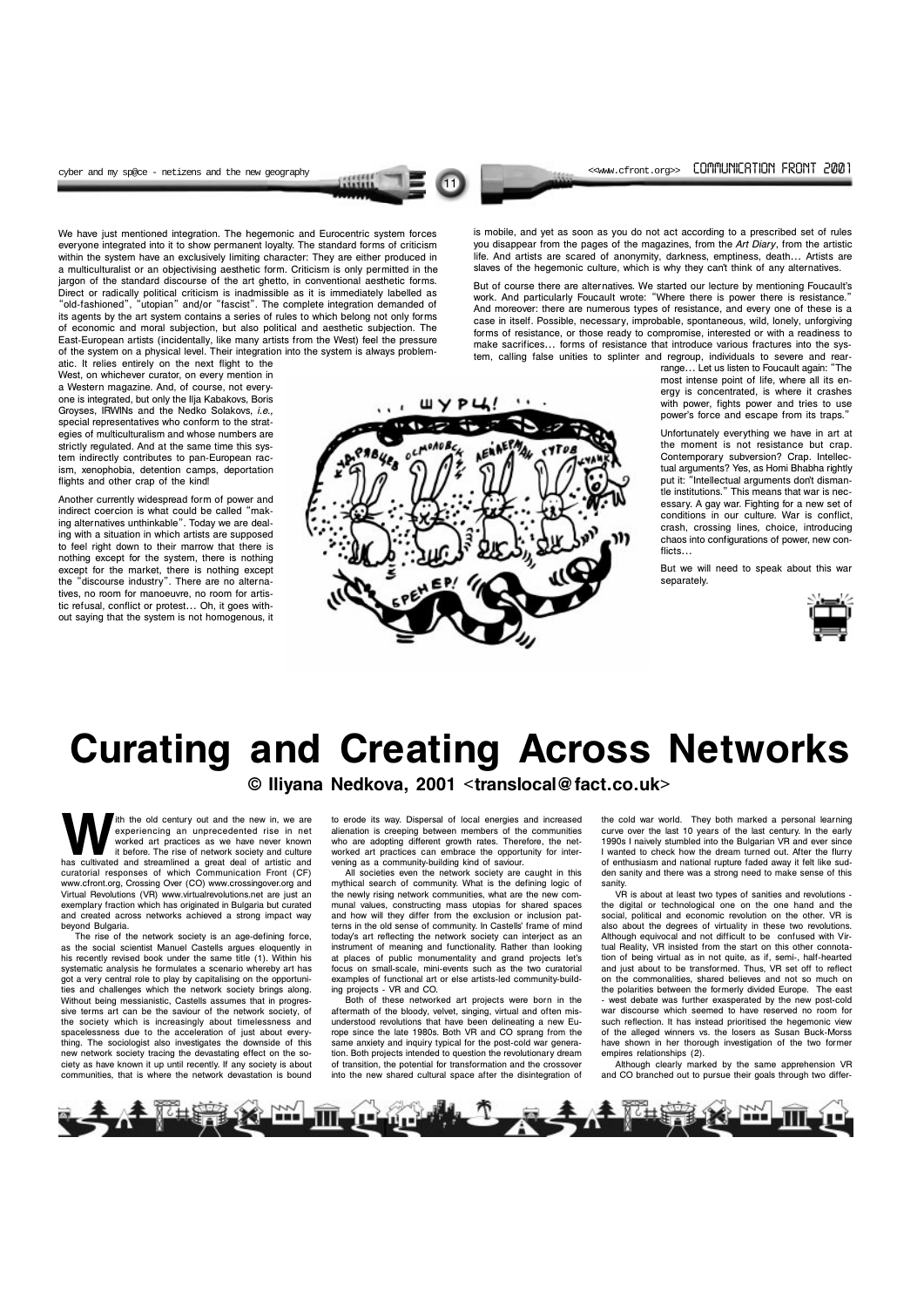We have just mentioned integration. The hegemonic and Eurocentric system forces everyone integrated into it to show permanent loyalty. The standard forms of criticism within the system have an exclusively limiting character: They are either produced in a multiculturalist or an objectivising aesthetic form. Criticism is only permitted in the jargon of the standard discourse of the art ghetto, in conventional aesthetic forms. Direct or radically political criticism is inadmissible as it is immediately labelled as "old-fashioned", "utopian" and/or "fascist". The complete integration demanded of its agents by the art system contains a series of rules to which belong not only forms of economic and moral subjection, but also political and aesthetic subjection. The East-European artists (incidentally, like many artists from the West) feel the pressure of the system on a physical level. Their integration into the system is always problematic. It relies entirely on the next flight to the West, on whichever curator, on every mention in a Western magazine. And, of course, not everyone is integrated, but only the Ilja Kabakovs, Boris Groyses, IRWINs and the Nedko Solakovs, *i.e.*, special representatives who conform to the strategies of multiculturalism and whose numbers are strictly regulated. And at the same time this system indirectly contributes to pan-European racism, xenophobia, detention camps, deportation flights and other crap of the kind!

Another currently widespread form of power and indirect coercion is what could be called "making alternatives unthinkable". Today we are dealing with a situation in which artists are supposed to feel right down to their marrow that there is nothing except for the system, there is nothing except for the market, there is nothing except the "discourse industry". There are no alternatives, no room for manoeuvre, no room for artistic refusal, conflict or protest… Oh, it goes without saying that the system is not homogenous, it is mobile, and yet as soon as you do not act according to a prescribed set of rules you disappear from the pages of the magazines, from the *Art Diary*, from the artistic life. And artists are scared of anonymity, darkness, emptiness, death… Artists are slaves of the hegemonic culture, which is why they can't think of any alternatives.

But of course there are alternatives. We started our lecture by mentioning Foucault's work. And particularly Foucault wrote: "Where there is power there is resistance." And moreover: there are numerous types of resistance, and every one of these is a case in itself. Possible, necessary, improbable, spontaneous, wild, lonely, unforgiving forms of resistance, or those ready to compromise, interested or with a readiness to make sacrifices… forms of resistance that introduce various fractures into the system, calling false unities to splinter and regroup, individuals to severe and rearrange… Let us listen to Foucault again: "The most intense point of life, where all its energy is concentrated, is where it crashes with power, fights power and tries to use power's force and escape from its traps."

Unfortunately everything we have in art at the moment is not resistance but crap. Contemporary subversion? Crap. Intellectual arguments? Yes, as Homi Bhabha rightly put it: "Intellectual arguments don't dismantle institutions." This means that war is necessary. A gay war. Fighting for a new set of conditions in our culture. War is conflict, crash, crossing lines, choice, introducing chaos into configurations of power, new conflicts…

But we will need to speak about this war separately.

# Curating and Creating Across Networks

**© Iliyana Nedkova, 2001 <translocal@fact.co.uk>**

With the old century out and the new in, we are experiencing an unprecedented rise in net worked art practices as we have never known it before. The rise of network society and culture has cultivated and streamlined a great deal of artistic and curatorial responses of which Communication Front (CF) www.cfront.org, Crossing Over (CO) www.crossingover.org and Virtual Revolutions (VR) www.virtualrevolutions.net are just an exemplary fraction which has originated in Bulgaria but curated and created across networks achieved a strong impact way beyond Bulgaria.

The rise of the network society is an age-defining force, as the social scientist Manuel Castells argues eloquently in his recently revised book under the same title (1). Within his systematic analysis he formulates a scenario whereby art has got a very central role to play by capitalising on the opportunities and challenges which the network society brings along. Without being messianistic, Castells assumes that in progressive terms art can be the saviour of the network society, of the society which is increasingly about timelessness and spacelessness due to the acceleration of just about everything. The sociologist also investigates the downside of this new network society tracing the devastating effect on the society as we have known it up until recently. If any society is about communities, that is where the network devastation is bound to erode its way. Dispersal of local energies and increased alienation is creeping between members of the communities who are adopting different growth rates. Therefore, the networked art practices can embrace the opportunity for intervening as a community-building kind of saviour.

All societies even the network society are caught in this mythical search of community. What is the defining logic of the newly rising network communities, what are the new communal values, constructing mass utopias for shared spaces and how will they differ from the exclusion or inclusion patterns in the old sense of community. In Castells' frame of mind today's art reflecting the network society can interject as an instrument of meaning and functionality. Rather than looking at places of public monumentality and grand projects let's focus on small-scale, mini-events such as the two curatorial examples of functional art or else artists-led community-building projects - VR and CO.

Both of these networked art projects were born in the aftermath of the bloody, velvet, singing, virtual and often misunderstood revolutions that have been delineating a new Europe since the late 1980s. Both VR and CO sprang from the same anxiety and inquiry typical for the post-cold war generation. Both projects intended to question the revolutionary dream of transition, the potential for transformation and the crossover into the new shared cultural space after the disintegration of the cold war world. They both marked a personal learning curve over the last 10 years of the last century. In the early 1990s I naively stumbled into the Bulgarian VR and ever since I wanted to check how the dream turned out. After the flurry of enthusiasm and national rupture faded away it felt like sudden sanity and there was a strong need to make sense of this sanity.

VR is about at least two types of sanities and revolutions - the digital or technological one on the one hand and the social, political and economic revolution on the other. VR is also about the degrees of virtuality in these two revolutions. Although equivocal and not difficult to be confused with Virtual Reality, VR insisted from the start on this other connotation of being virtual as in not quite, as if, semi-, half-hearted and just about to be transformed. Thus, VR set off to reflect on the commonalities, shared believes and not so much on the polarities between the formerly divided Europe. The east - west debate was further exasperated by the new post-cold war discourse which seemed to have reserved no room for such reflection. It has instead prioritised the hegemonic view of the alleged winners vs. the losers as Susan Buck-Morss have shown in her thorough investigation of the two former empires relationships (2).

Although clearly marked by the same apprehension VR and CO branched out to pursue their goals through two differ-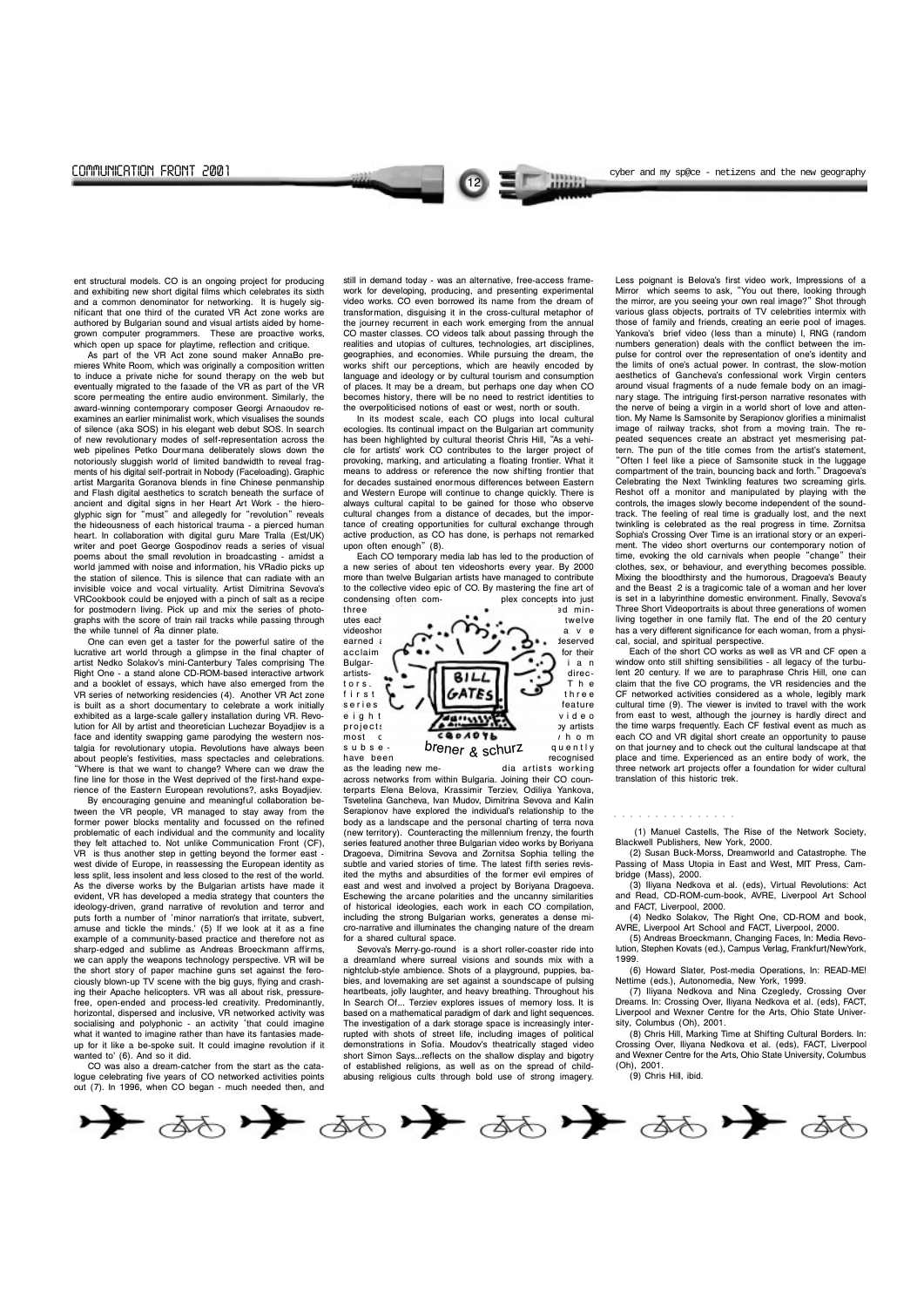ent structural models. CO is an ongoing project for producing and exhibiting new short digital films which celebrates its sixth and a common denominator for networking. It is hugely significant that one third of the curated VR Act zone works are authored by Bulgarian sound and visual artists aided by home-grown computer programmers. These are proactive works, which open up space for playtime, reflection and critique.

As part of the VR Act zone sound maker AnnaBo premieres White Room, which was originally a composition written to induce a private niche for sound therapy on the web but eventually migrated to the fa3ade of the VR as part of the VR score permeating the entire audio environment. Similarly, the award-winning contemporary composer Georgi Arnaoudov re-examines an earlier minimalist work, which visualises the sounds of silence (aka SOS) in his elegant web debut SOS. In search of new revolutionary modes of self-representation across the web pipelines Petko Dourmana deliberately slows down the notoriously sluggish world of limited bandwidth to reveal fragments of his digital self-portrait in Nobody (Faceloading). Graphic artist Margarita Goranova blends in fine Chinese penmanship and Flash digital aesthetics to scratch beneath the surface of ancient and digital signs in her Heart Art Work - the hieroglyphic sign for "must" and allegedly for "revolution" reveals the hideousness of each historical trauma - a pierced human heart. In collaboration with digital guru Mare Tralla (Est/UK) writer and poet George Gospodinov reads a series of visual poems about the small revolution in broadcasting - amidst a world jammed with noise and information, his VRadio picks up the station of silence. This is silence that can radiate with an invisible voice and vocal virtuality. Artist Dimitrina Sevova's VRCookbook could be enjoyed with a pinch of salt as a recipe for postmodern living. Pick up and mix the series of photographs with the score of train rail tracks while passing through the while tunnel of Яa dinner plate.

One can even get a taster for the powerful satire of the lucrative art world through a glimpse in the final chapter of artist Nedko Solakov's mini-Canterbury Tales comprising The Right One - a stand alone CD-ROM-based interactive artwork and a booklet of essays, which have also emerged from the VR series of networking residencies (4). Another VR Act zone is built as a short documentary to celebrate a work initially exhibited as a large-scale gallery installation during VR. Revolution for All by artist and theoretician Luchezar Boyadjiev is a face and identity swapping game parodying the western nostalgia for revolutionary utopia. Revolutions have always been about people's festivities, mass spectacles and celebrations. "Where is that we want to change? Where can we draw the fine line for those in the West deprived of the first-hand experience of the Eastern European revolutions?, asks Boyadjiev.

By encouraging genuine and meaningful collaboration between the VR people, VR managed to stay away from the former power blocks mentality and focussed on the refined problematic of each individual and the community and locality they felt attached to. Not unlike Communication Front (CF), VR is thus another step in getting beyond the former east - west divide of Europe, in reassessing the European identity as less split, less insolent and less closed to the rest of the world. As the diverse works by the Bulgarian artists have made it evident, VR has developed a media strategy that counters the ideology-driven, grand narrative of revolution and terror and puts forth a number of 'minor narration's that irritate, subvert, amuse and tickle the minds.' (5) If we look at it as a fine example of a community-based practice and therefore not as sharp-edged and sublime as Andreas Broeckmann affirms, we can apply the weapons technology perspective. VR will be the short story of paper machine guns set against the ferociously blown-up TV scene with the big guys, flying and crashing their Apache helicopters. VR was all about risk, pressure-free, open-ended and process-led creativity. Predominantly, horizontal, dispersed and inclusive, VR networked activity was socialising and polyphonic - an activity 'that could imagine what it wanted to imagine rather than have its fantasies made-up for it like a be-spoke suit. It could imagine revolution if it wanted to' (6). And so it did.

CO was also a dream-catcher from the start as the catalogue celebrating five years of CO networked activities points out (7). In 1996, when CO began - much needed then, and still in demand today - was an alternative, free-access framework for developing, producing, and presenting experimental video works. CO even borrowed its name from the dream of transformation, disguising it in the cross-cultural metaphor of the journey recurrent in each work emerging from the annual CO master classes. CO videos talk about passing through the realities and utopias of cultures, technologies, art disciplines, geographies, and economies. While pursuing the dream, the works shift our perceptions, which are heavily encoded by language and ideology or by cultural tourism and consumption of places. It may be a dream, but perhaps one day when CO becomes history, there will be no need to restrict identities to the overpoliticised notions of east or west, north or south.

In its modest scale, each CO plugs into local cultural ecologies. Its continual impact on the Bulgarian art community has been highlighted by cultural theorist Chris Hill, "As a vehicle for artists' work CO contributes to the larger project of provoking, marking, and articulating a floating frontier. What it means to address or reference the now shifting frontier that for decades sustained enormous differences between Eastern and Western Europe will continue to change quickly. There is always cultural capital to be gained for those who observe cultural changes from a distance of decades, but the importance of creating opportunities for cultural exchange through active production, as CO has done, is perhaps not remarked upon often enough" (8).

Each CO temporary media lab has led to the production of a new series of about ten videoshorts every year. By 2000 more than twelve Bulgarian artists have managed to contribute to the collective video epic of CO. By mastering the fine art of condensing often complex concepts into just three minutes each, twelve videoshorts have earned deserved acclaim for their Bulgarian artists-directors. The first three series feature eight video projects by artists most of whom subsequently have been recognised as the leading new media artists working across networks from within Bulgaria. Joining their CO counterparts Elena Belova, Krassimir Terziev, Odiliya Yankova, Tsvetelina Gancheva, Ivan Mudov, Dimitrina Sevova and Kalin Serapionov have explored the individual's relationship to the body as a landscape and the personal charting of terra nova (new territory). Counteracting the millennium frenzy, the fourth series featured another three Bulgarian video works by Boriyana Dragoeva, Dimitrina Sevova and Zornitsa Sophia telling the subtle and varied stories of time. The latest fifth series revisited the myths and absurdities of the former evil empires of east and west and involved a project by Boriyana Dragoeva. Eschewing the arcane polarities and the uncanny similarities of historical ideologies, each work in each CO compilation, including the strong Bulgarian works, generates a dense micro-narrative and illuminates the changing nature of the dream for a shared cultural space.

Sevova's Merry-go-round is a short roller-coaster ride into a dreamland where surreal visions and sounds mix with a nightclub-style ambience. Shots of a playground, puppies, babies, and lovemaking are set against a soundscape of pulsing heartbeats, jolly laughter, and heavy breathing. Throughout his In Search Of... Terziev explores issues of memory loss. It is based on a mathematical paradigm of dark and light sequences. The investigation of a dark storage space is increasingly interrupted with shots of street life, including images of political demonstrations in Sofia. Moudov's theatrically staged video short Simon Says...reflects on the shallow display and bigotry of established religions, as well as on the spread of child-abusing religious cults through bold use of strong imagery.

Less poignant is Belova's first video work, Impressions of a Mirror which seems to ask, "You out there, looking through the mirror, are you seeing your own real image?" Shot through various glass objects, portraits of TV celebrities intermix with those of family and friends, creating an eerie pool of images. Yankova's brief video (less than a minute) I, RNG (random numbers generation) deals with the conflict between the impulse for control over the representation of one's identity and the limits of one's actual power. In contrast, the slow-motion aesthetics of Gancheva's confessional work Virgin centers around visual fragments of a nude female body on an imaginary stage. The intriguing first-person narrative resonates with the nerve of being a virgin in a world short of love and attention. My Name Is Samsonite by Serapionov glorifies a minimalist image of railway tracks, shot from a moving train. The repeated sequences create an abstract yet mesmerising pattern. The pun of the title comes from the artist's statement, "Often I feel like a piece of Samsonite stuck in the luggage compartment of the train, bouncing back and forth." Dragoeva's Celebrating the Next Twinkling features two screaming girls. Reshot off a monitor and manipulated by playing with the controls, the images slowly become independent of the soundtrack. The feeling of real time is gradually lost, and the next twinkling is celebrated as the real progress in time. Zornitsa Sophia's Crossing Over Time is an irrational story or an experiment. The video short overturns our contemporary notion of time, evoking the old carnivals when people "change" their clothes, sex, or behaviour, and everything becomes possible. Mixing the bloodthirsty and the humorous, Dragoeva's Beauty and the Beast 2 is a tragicomic tale of a woman and her lover is set in a labyrinthine domestic environment. Finally, Sevova's Three Short Videoportraits is about three generations of women living together in one family flat. The end of the 20 century has a very different significance for each woman, from a physical, social, and spiritual perspective.

Each of the short CO works as well as VR and CF open a window onto still shifting sensibilities - all legacy of the turbulent 20 century. If we are to paraphrase Chris Hill, one can claim that the five CO programs, the VR residencies and the CF networked activities considered as a whole, legibly mark cultural time (9). The viewer is invited to travel with the work from east to west, although the journey is hardly direct and the time warps frequently. Each CF festival event as much as each CO and VR digital short create an opportunity to pause on that journey and to check out the cultural landscape at that place and time. Experienced as an entire body of work, the three network art projects offer a foundation for wider cultural translation of this historic trek.

. . . . . . . . . . . . . . .

(1) Manuel Castells, The Rise of the Network Society, Blackwell Publishers, New York, 2000.

(2) Susan Buck-Morss, Dreamworld and Catastrophe. The Passing of Mass Utopia in East and West, MIT Press, Cambridge (Mass), 2000.

(3) Iliyana Nedkova et al. (eds), Virtual Revolutions: Act and Read, CD-ROM-cum-book, AVRE, Liverpool Art School and FACT, Liverpool, 2000.

(4) Nedko Solakov, The Right One, CD-ROM and book, AVRE, Liverpool Art School and FACT, Liverpool, 2000.

(5) Andreas Broeckmann, Changing Faces, In: Media Revolution, Stephen Kovats (ed.), Campus Verlag, Frankfurt/NewYork, 1999.

(6) Howard Slater, Post-media Operations, In: READ-ME! Nettime (eds.), Autonomedia, New York, 1999.

(7) Iliyana Nedkova and Nina Czegledy, Crossing Over Dreams. In: Crossing Over, Iliyana Nedkova et al. (eds), FACT, Liverpool and Wexner Centre for the Arts, Ohio State University, Columbus (Oh), 2001.

(8) Chris Hill, Marking Time at Shifting Cultural Borders. In: Crossing Over, Iliyana Nedkova et al. (eds), FACT, Liverpool and Wexner Centre for the Arts, Ohio State University, Columbus (Oh), 2001.

(9) Chris Hill, ibid.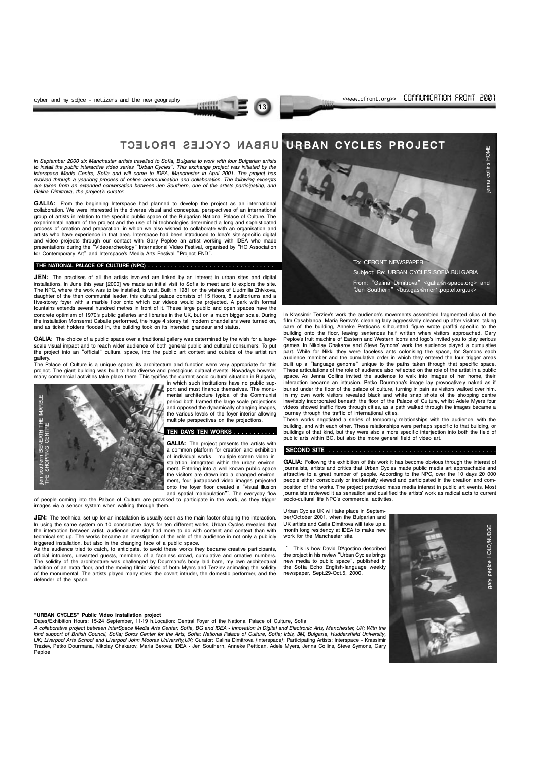# URBAN CYCLES PROJECT

*In September 2000 six Manchester artists travelled to Sofia, Bulgaria to work with four Bulgarian artists to install the public interactive video series "Urban Cycles". This exchange project was initiated by the Interspace Media Centre, Sofia and will come to IDEA, Manchester in April 2001. The project has evolved through a yearlong process of online communication and collaboration. The following excerpts are taken from an extended conversation between Jen Southern, one of the artists participating, and Galina Dimitrova, the project's curator.*

**GALIA:** From the beginning Interspace had planned to develop the project as an international collaboration. We were interested in the diverse visual and conceptual perspectives of an international group of artists in relation to the specific public space of the Bulgarian National Palace of Culture. The experimental nature of the project and the use of hi-technologies determined a long and sophisticated process of creation and preparation, in which we also wished to collaborate with an organisation and artists who have experience in that area. Interspace had been introduced to Idea's site-specific digital and video projects through our contact with Gary Peploe an artist working with IDEA who made presentations during the "Videoarcheology" International Video Festival, organised by "HO Association for Contemporary Art" and Interspace's Media Arts Festival "Project END".

## THE NATIONAL PALACE OF CULTURE (NPC)

**JEN:** The practises of all the artists involved are linked by an interest in urban sites and digital installations. In June this year [2000] we made an initial visit to Sofia to meet and to explore the site. The NPC, where the work was to be installed, is vast. Built in 1981 on the wishes of Liudmilla Zhivkova, daughter of the then communist leader, this cultural palace consists of 15 floors, 8 auditoriums and a five-storey foyer with a marble floor onto which our videos would be projected. A park with formal fountains extends several hundred metres in front of it. These large public and open spaces have the concrete optimism of 1970's public galleries and libraries in the UK, but on a much bigger scale. During the installation Monserrat Caballe performed, the huge 4 storey tall modern chandeliers were turned on, and as ticket holders flooded in, the building took on its intended grandeur and status.

**GALIA:** The choice of a public space over a traditional gallery was determined by the wish for a large-scale visual impact and to reach wider audience of both general public and cultural consumers. To put the project into an "official" cultural space, into the public art context and outside of the artist run gallery.

The Palace of Culture is a unique space; its architecture and function were very appropriate for this project. The giant building was built to host diverse and prestigious cultural events. Nowadays however many commercial activities take place there. This typifies the current socio-cultural situation in Bulgaria, in which such institutions have no public support and must finance themselves. The monumental architecture typical of the Communist period both framed the large-scale projections and opposed the dynamically changing images, the various levels of the foyer interior allowing multiple perspectives on the projections.

jen southern BENEATH THE MARBLE, THE SHOPPING CENTRE

## TEN DAYS TEN WORKS

**GALIA:** The project presents the artists with a common platform for creation and exhibition of individual works - multiple-screen video installation, integrated within the urban environment. Entering into a well-known public space the visitors are drawn into a changed environment, four juxtaposed video images projected onto the foyer floor created a "visual illusion and spatial manipulation"*. The everyday flow of people coming into the Palace of Culture are provoked to participate in the work, as they trigger images via a sensor system when walking through them.

**JEN:** The technical set up for an installation is usually seen as the main factor shaping the interaction. In using the same system on 10 consecutive days for ten different works, Urban Cycles revealed that the interaction between artist, audience and site had more to do with content and context than with technical set up. The works became an investigation of the role of the audience in not only a publicly triggered installation, but also in the changing face of a public space.

As the audience tried to catch, to anticipate, to avoid these works they became creative participants, official intruders, unwanted guests, members of a faceless crowd, cumulative and creative numbers. The solidity of the architecture was challenged by Dourmana's body laid bare, my own architectural addition of an extra floor, and the moving filmic video of both Myers and Terziev animating the solidity of the monumental. The artists played many roles: the covert intruder, the domestic performer, and the defender of the space.

jenna collins HOME

To: CFRONT NEWSPAPER
Subject: Re: URBAN CYCLES.SOFIA.BULGARIA
From: "Galina Dimitrova" <galia@i-space.org> and "Jen Southern" <bus.gas@mcr1.poptel.org.uk>

In Krassimir Terziev's work the audience's movements assembled fragmented clips of the film Casablanca, Maria Berova's cleaning lady aggressively cleaned up after visitors, taking care of the building, Anneke Pettican's silhouetted figure wrote graffiti specific to the building onto the floor, leaving sentences half written when visitors approached. Gary Peploe's fruit machine of Eastern and Western icons and logo's invited you to play serious games. In Nikolay Chakarov and Steve Symons' work the audience played a cumulative part. While for Nikki they were faceless ants colonising the space, for Symons each audience member and the cumulative order in which they entered the four trigger areas built up a "language genome" unique to the paths taken through that specific space. These articulations of the role of audience also reflected on the role of the artist in a public space. As Jenna Collins invited the audience to walk into images of her home, their interaction became an intrusion. Petko Dourmana's image lay provocatively naked as if buried under the floor of the palace of culture, turning in pain as visitors walked over him. In my own work visitors revealed black and white snap shots of the shopping centre inevitably incorporated beneath the floor of the Palace of Culture, whilst Adele Myers four videos showed traffic flows through cities, as a path walked through the images became a journey through the traffic of international cities.

These works negotiated a series of temporary relationships with the audience, with the building, and with each other. These relationships were perhaps specific to that building, or buildings of that kind, but they were also a more specific interjection into both the field of public arts within BG, but also the more general field of video art.

## SECOND SITE

**GALIA:** Following the exhibition of this work it has become obvious through the interest of journalists, artists and critics that Urban Cycles made public media art approachable and attractive to a great number of people. According to the NPC, over the 10 days 20 000 people either consciously or incidentally viewed and participated in the creation and composition of the works. The project provoked mass media interest in public art events. Most journalists reviewed it as sensation and qualified the artists' work as radical acts to current socio-cultural life NPC's commercial activities.

Urban Cycles UK will take place in September/October 2001, when the Bulgarian and UK artists and Galia Dimitrova will take up a month long residency at IDEA to make new work for the Manchester site.

* - This is how David D'Agostino described the project in his review "Urban Cycles brings new media to public space", published in the Sofia Echo English-language weekly newspaper, Sept.29-Oct.5, 2000.

gary peploe HOLD/NUDGE

**"URBAN CYCLES" Public Video Installation project**

Dates/Exhibition Hours: 15-24 September, 11-19 h,Location: Central Foyer of the National Palace of Culture, Sofia

*A collaborative project between InterSpace Media Arts Center, Sofia, BG and IDEA - Innovation in Digital and Electronic Arts, Manchester, UK; With the kind support of British Council, Sofia; Soros Center for the Arts, Sofia; National Palace of Culture, Sofia; Irbis, 3M, Bulgaria, Huddersfield University, UK; Liverpool Arts School and Liverpool John Moores University,UK;* Curator: Galina Dimitrova /Interspace/; Participating Artists: Interspace - Krassimir Treziev, Petko Dourmana, Nikolay Chakarov, Maria Berova; IDEA - Jen Southern, Anneke Pettican, Adele Myers, Jenna Collins, Steve Symons, Gary Peploe